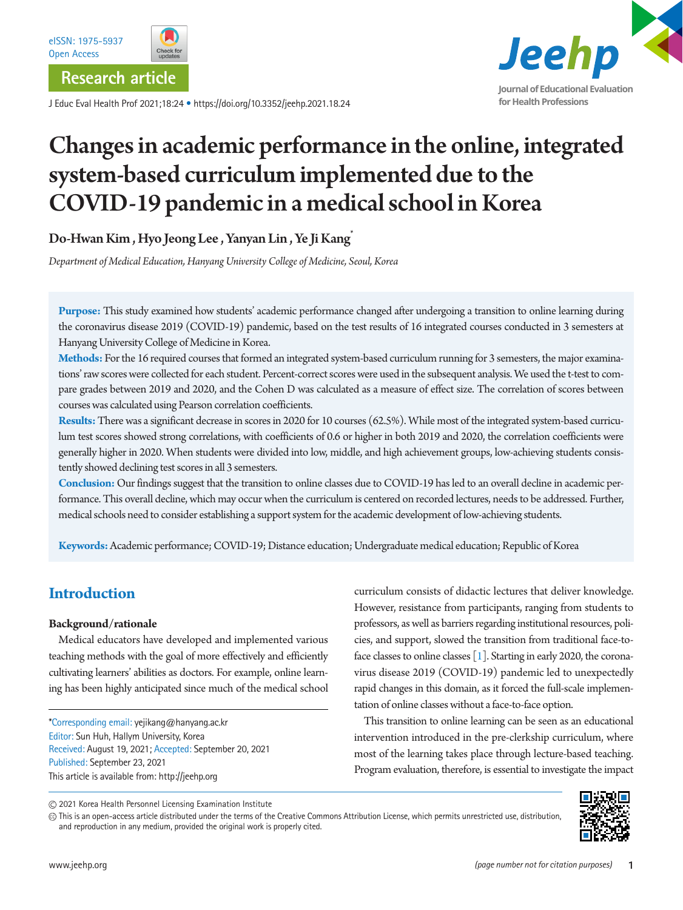Research article

# Changes in academic performance in the online, integrated system-based curriculum implemented due to the COVID-19 pandemic in a medical school in Korea

**Do-Hwan Kim, Hyo Jeong Lee, Yanyan Lin, Ye Ji Kang***

*Department of Medical Education, Hanyang University College of Medicine, Seoul, Korea*

**Purpose:** This study examined how students' academic performance changed after undergoing a transition to online learning during the coronavirus disease 2019 (COVID-19) pandemic, based on the test results of 16 integrated courses conducted in 3 semesters at Hanyang University College of Medicine in Korea.

**Methods:** For the 16 required courses that formed an integrated system-based curriculum running for 3 semesters, the major examinations' raw scores were collected for each student. Percent-correct scores were used in the subsequent analysis. We used the t-test to compare grades between 2019 and 2020, and the Cohen D was calculated as a measure of effect size. The correlation of scores between courses was calculated using Pearson correlation coefficients.

**Results:** There was a significant decrease in scores in 2020 for 10 courses (62.5%). While most of the integrated system-based curriculum test scores showed strong correlations, with coefficients of 0.6 or higher in both 2019 and 2020, the correlation coefficients were generally higher in 2020. When students were divided into low, middle, and high achievement groups, low-achieving students consistently showed declining test scores in all 3 semesters.

**Conclusion:** Our findings suggest that the transition to online classes due to COVID-19 has led to an overall decline in academic performance. This overall decline, which may occur when the curriculum is centered on recorded lectures, needs to be addressed. Further, medical schools need to consider establishing a support system for the academic development of low-achieving students.

**Keywords:** Academic performance; COVID-19; Distance education; Undergraduate medical education; Republic of Korea

## Introduction

### Background/rationale

Medical educators have developed and implemented various teaching methods with the goal of more effectively and efficiently cultivating learners' abilities as doctors. For example, online learning has been highly anticipated since much of the medical school curriculum consists of didactic lectures that deliver knowledge. However, resistance from participants, ranging from students to professors, as well as barriers regarding institutional resources, policies, and support, slowed the transition from traditional face-to-face classes to online classes [1]. Starting in early 2020, the coronavirus disease 2019 (COVID-19) pandemic led to unexpectedly rapid changes in this domain, as it forced the full-scale implementation of online classes without a face-to-face option.

This transition to online learning can be seen as an educational intervention introduced in the pre-clerkship curriculum, where most of the learning takes place through lecture-based teaching. Program evaluation, therefore, is essential to investigate the impact

*Corresponding email: yejikang@hanyang.ac.kr
Editor: Sun Huh, Hallym University, Korea
Received: August 19, 2021; Accepted: September 20, 2021
Published: September 23, 2021
This article is available from: http://jeehp.org

© 2021 Korea Health Personnel Licensing Examination Institute
This is an open-access article distributed under the terms of the Creative Commons Attribution License, which permits unrestricted use, distribution, and reproduction in any medium, provided the original work is properly cited.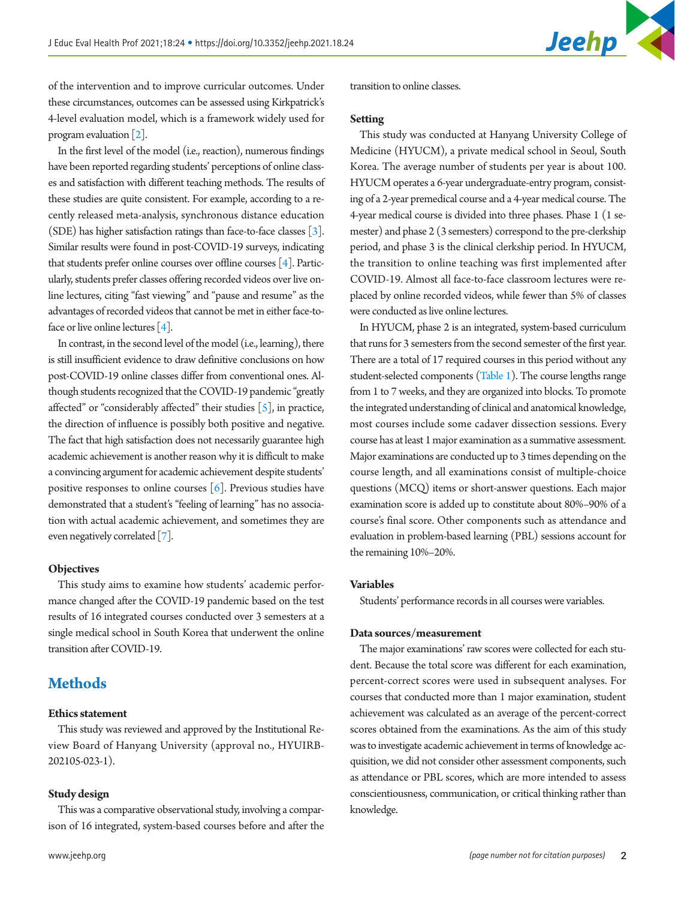of the intervention and to improve curricular outcomes. Under these circumstances, outcomes can be assessed using Kirkpatrick's 4-level evaluation model, which is a framework widely used for program evaluation [2].

In the first level of the model (i.e., reaction), numerous findings have been reported regarding students' perceptions of online classes and satisfaction with different teaching methods. The results of these studies are quite consistent. For example, according to a recently released meta-analysis, synchronous distance education (SDE) has higher satisfaction ratings than face-to-face classes [3]. Similar results were found in post-COVID-19 surveys, indicating that students prefer online courses over offline courses [4]. Particularly, students prefer classes offering recorded videos over live online lectures, citing "fast viewing" and "pause and resume" as the advantages of recorded videos that cannot be met in either face-to-face or live online lectures [4].

In contrast, in the second level of the model (i.e., learning), there is still insufficient evidence to draw definitive conclusions on how post-COVID-19 online classes differ from conventional ones. Although students recognized that the COVID-19 pandemic "greatly affected" or "considerably affected" their studies [5], in practice, the direction of influence is possibly both positive and negative. The fact that high satisfaction does not necessarily guarantee high academic achievement is another reason why it is difficult to make a convincing argument for academic achievement despite students' positive responses to online courses [6]. Previous studies have demonstrated that a student's "feeling of learning" has no association with actual academic achievement, and sometimes they are even negatively correlated [7].

### Objectives

This study aims to examine how students' academic performance changed after the COVID-19 pandemic based on the test results of 16 integrated courses conducted over 3 semesters at a single medical school in South Korea that underwent the online transition after COVID-19.

## Methods

### Ethics statement

This study was reviewed and approved by the Institutional Review Board of Hanyang University (approval no., HYUIRB-202105-023-1).

### Study design

This was a comparative observational study, involving a comparison of 16 integrated, system-based courses before and after the transition to online classes.

### Setting

This study was conducted at Hanyang University College of Medicine (HYUCM), a private medical school in Seoul, South Korea. The average number of students per year is about 100. HYUCM operates a 6-year undergraduate-entry program, consisting of a 2-year premedical course and a 4-year medical course. The 4-year medical course is divided into three phases. Phase 1 (1 semester) and phase 2 (3 semesters) correspond to the pre-clerkship period, and phase 3 is the clinical clerkship period. In HYUCM, the transition to online teaching was first implemented after COVID-19. Almost all face-to-face classroom lectures were replaced by online recorded videos, while fewer than 5% of classes were conducted as live online lectures.

In HYUCM, phase 2 is an integrated, system-based curriculum that runs for 3 semesters from the second semester of the first year. There are a total of 17 required courses in this period without any student-selected components (Table 1). The course lengths range from 1 to 7 weeks, and they are organized into blocks. To promote the integrated understanding of clinical and anatomical knowledge, most courses include some cadaver dissection sessions. Every course has at least 1 major examination as a summative assessment. Major examinations are conducted up to 3 times depending on the course length, and all examinations consist of multiple-choice questions (MCQ) items or short-answer questions. Each major examination score is added up to constitute about 80%–90% of a course's final score. Other components such as attendance and evaluation in problem-based learning (PBL) sessions account for the remaining 10%–20%.

### Variables

Students' performance records in all courses were variables.

### Data sources/measurement

The major examinations' raw scores were collected for each student. Because the total score was different for each examination, percent-correct scores were used in subsequent analyses. For courses that conducted more than 1 major examination, student achievement was calculated as an average of the percent-correct scores obtained from the examinations. As the aim of this study was to investigate academic achievement in terms of knowledge acquisition, we did not consider other assessment components, such as attendance or PBL scores, which are more intended to assess conscientiousness, communication, or critical thinking rather than knowledge.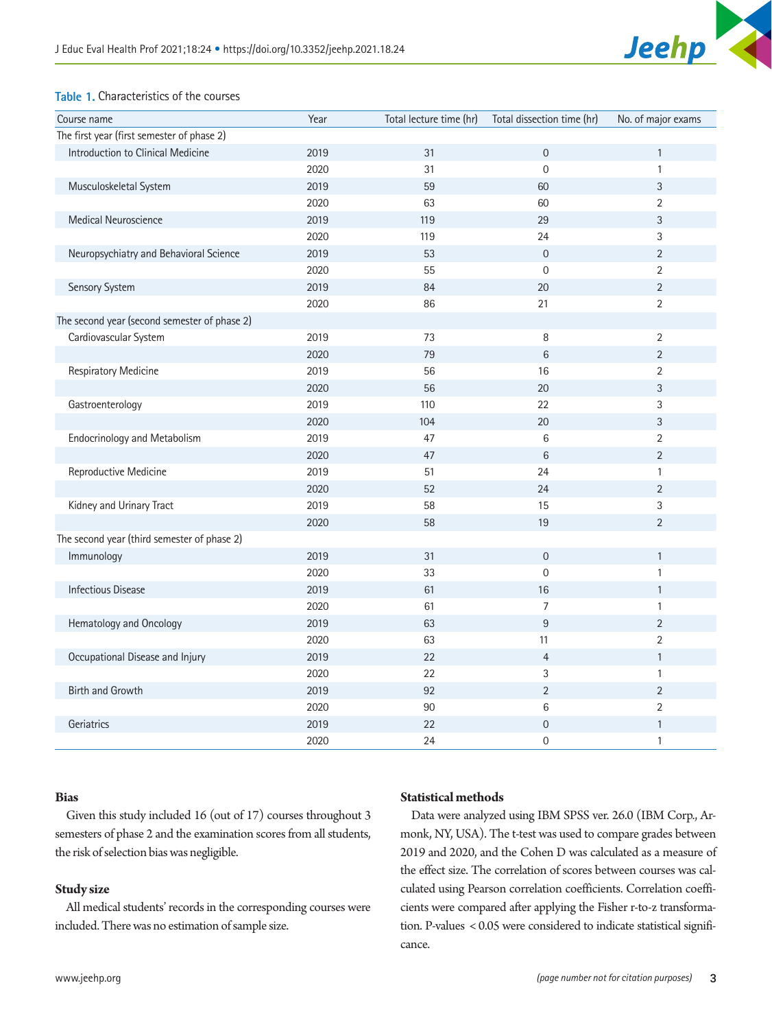**Table 1.** Characteristics of the courses

| Course name | Year | Total lecture time (hr) | Total dissection time (hr) | No. of major exams |
|---|---|---|---|---|
| The first year (first semester of phase 2) | | | | |
| Introduction to Clinical Medicine | 2019 | 31 | 0 | 1 |
| | 2020 | 31 | 0 | 1 |
| Musculoskeletal System | 2019 | 59 | 60 | 3 |
| | 2020 | 63 | 60 | 2 |
| Medical Neuroscience | 2019 | 119 | 29 | 3 |
| | 2020 | 119 | 24 | 3 |
| Neuropsychiatry and Behavioral Science | 2019 | 53 | 0 | 2 |
| | 2020 | 55 | 0 | 2 |
| Sensory System | 2019 | 84 | 20 | 2 |
| | 2020 | 86 | 21 | 2 |
| The second year (second semester of phase 2) | | | | |
| Cardiovascular System | 2019 | 73 | 8 | 2 |
| | 2020 | 79 | 6 | 2 |
| Respiratory Medicine | 2019 | 56 | 16 | 2 |
| | 2020 | 56 | 20 | 3 |
| Gastroenterology | 2019 | 110 | 22 | 3 |
| | 2020 | 104 | 20 | 3 |
| Endocrinology and Metabolism | 2019 | 47 | 6 | 2 |
| | 2020 | 47 | 6 | 2 |
| Reproductive Medicine | 2019 | 51 | 24 | 1 |
| | 2020 | 52 | 24 | 2 |
| Kidney and Urinary Tract | 2019 | 58 | 15 | 3 |
| | 2020 | 58 | 19 | 2 |
| The second year (third semester of phase 2) | | | | |
| Immunology | 2019 | 31 | 0 | 1 |
| | 2020 | 33 | 0 | 1 |
| Infectious Disease | 2019 | 61 | 16 | 1 |
| | 2020 | 61 | 7 | 1 |
| Hematology and Oncology | 2019 | 63 | 9 | 2 |
| | 2020 | 63 | 11 | 2 |
| Occupational Disease and Injury | 2019 | 22 | 4 | 1 |
| | 2020 | 22 | 3 | 1 |
| Birth and Growth | 2019 | 92 | 2 | 2 |
| | 2020 | 90 | 6 | 2 |
| Geriatrics | 2019 | 22 | 0 | 1 |
| | 2020 | 24 | 0 | 1 |

### Bias

Given this study included 16 (out of 17) courses throughout 3 semesters of phase 2 and the examination scores from all students, the risk of selection bias was negligible.

### Study size

All medical students' records in the corresponding courses were included. There was no estimation of sample size.

### Statistical methods

Data were analyzed using IBM SPSS ver. 26.0 (IBM Corp., Armonk, NY, USA). The t-test was used to compare grades between 2019 and 2020, and the Cohen D was calculated as a measure of the effect size. The correlation of scores between courses was calculated using Pearson correlation coefficients. Correlation coefficients were compared after applying the Fisher r-to-z transformation. P-values $< 0.05$ were considered to indicate statistical significance.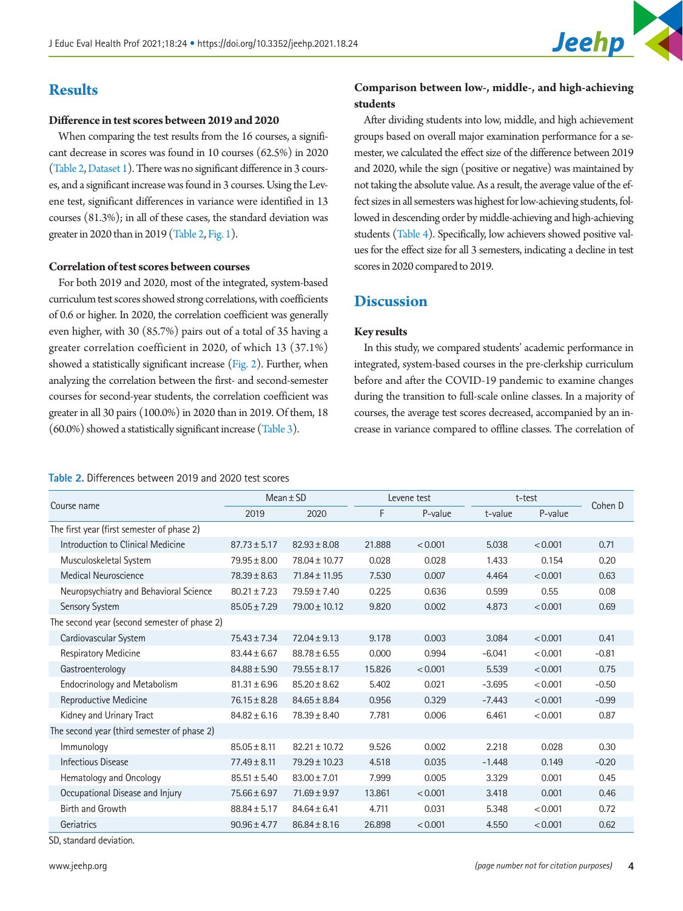## Results

### Difference in test scores between 2019 and 2020

When comparing the test results from the 16 courses, a significant decrease in scores was found in 10 courses (62.5%) in 2020 (Table 2, Dataset 1). There was no significant difference in 3 courses, and a significant increase was found in 3 courses. Using the Levene test, significant differences in variance were identified in 13 courses (81.3%); in all of these cases, the standard deviation was greater in 2020 than in 2019 (Table 2, Fig. 1).

### Correlation of test scores between courses

For both 2019 and 2020, most of the integrated, system-based curriculum test scores showed strong correlations, with coefficients of 0.6 or higher. In 2020, the correlation coefficient was generally even higher, with 30 (85.7%) pairs out of a total of 35 having a greater correlation coefficient in 2020, of which 13 (37.1%) showed a statistically significant increase (Fig. 2). Further, when analyzing the correlation between the first- and second-semester courses for second-year students, the correlation coefficient was greater in all 30 pairs (100.0%) in 2020 than in 2019. Of them, 18 (60.0%) showed a statistically significant increase (Table 3).

### Comparison between low-, middle-, and high-achieving students

After dividing students into low, middle, and high achievement groups based on overall major examination performance for a semester, we calculated the effect size of the difference between 2019 and 2020, while the sign (positive or negative) was maintained by not taking the absolute value. As a result, the average value of the effect sizes in all semesters was highest for low-achieving students, followed in descending order by middle-achieving and high-achieving students (Table 4). Specifically, low achievers showed positive values for the effect size for all 3 semesters, indicating a decline in test scores in 2020 compared to 2019.

## Discussion

### Key results

In this study, we compared students' academic performance in integrated, system-based courses in the pre-clerkship curriculum before and after the COVID-19 pandemic to examine changes during the transition to full-scale online classes. In a majority of courses, the average test scores decreased, accompanied by an increase in variance compared to offline classes. The correlation of

**Table 2.** Differences between 2019 and 2020 test scores

| Course name | Mean ± SD | | Levene test | | t-test | | Cohen D |
|---|---|---|---|---|---|---|---|
| | 2019 | 2020 | F | P-value | t-value | P-value | |
| The first year (first semester of phase 2) | | | | | | | |
| Introduction to Clinical Medicine | 87.73 ± 5.17 | 82.93 ± 8.08 | 21.888 | < 0.001 | 5.038 | < 0.001 | 0.71 |
| Musculoskeletal System | 79.95 ± 8.00 | 78.04 ± 10.77 | 0.028 | 0.028 | 1.433 | 0.154 | 0.20 |
| Medical Neuroscience | 78.39 ± 8.63 | 71.84 ± 11.95 | 7.530 | 0.007 | 4.464 | < 0.001 | 0.63 |
| Neuropsychiatry and Behavioral Science | 80.21 ± 7.23 | 79.59 ± 7.40 | 0.225 | 0.636 | 0.599 | 0.55 | 0.08 |
| Sensory System | 85.05 ± 7.29 | 79.00 ± 10.12 | 9.820 | 0.002 | 4.873 | < 0.001 | 0.69 |
| The second year (second semester of phase 2) | | | | | | | |
| Cardiovascular System | 75.43 ± 7.34 | 72.04 ± 9.13 | 9.178 | 0.003 | 3.084 | < 0.001 | 0.41 |
| Respiratory Medicine | 83.44 ± 6.67 | 88.78 ± 6.55 | 0.000 | 0.994 | -6.041 | < 0.001 | -0.81 |
| Gastroenterology | 84.88 ± 5.90 | 79.55 ± 8.17 | 15.826 | < 0.001 | 5.539 | < 0.001 | 0.75 |
| Endocrinology and Metabolism | 81.31 ± 6.96 | 85.20 ± 8.62 | 5.402 | 0.021 | -3.695 | < 0.001 | -0.50 |
| Reproductive Medicine | 76.15 ± 8.28 | 84.65 ± 8.84 | 0.956 | 0.329 | -7.443 | < 0.001 | -0.99 |
| Kidney and Urinary Tract | 84.82 ± 6.16 | 78.39 ± 8.40 | 7.781 | 0.006 | 6.461 | < 0.001 | 0.87 |
| The second year (third semester of phase 2) | | | | | | | |
| Immunology | 85.05 ± 8.11 | 82.21 ± 10.72 | 9.526 | 0.002 | 2.218 | 0.028 | 0.30 |
| Infectious Disease | 77.49 ± 8.11 | 79.29 ± 10.23 | 4.518 | 0.035 | -1.448 | 0.149 | -0.20 |
| Hematology and Oncology | 85.51 ± 5.40 | 83.00 ± 7.01 | 7.999 | 0.005 | 3.329 | 0.001 | 0.45 |
| Occupational Disease and Injury | 75.66 ± 6.97 | 71.69 ± 9.97 | 13.861 | < 0.001 | 3.418 | 0.001 | 0.46 |
| Birth and Growth | 88.84 ± 5.17 | 84.64 ± 6.41 | 4.711 | 0.031 | 5.348 | < 0.001 | 0.72 |
| Geriatrics | 90.96 ± 4.77 | 86.84 ± 8.16 | 26.898 | < 0.001 | 4.550 | < 0.001 | 0.62 |

SD, standard deviation.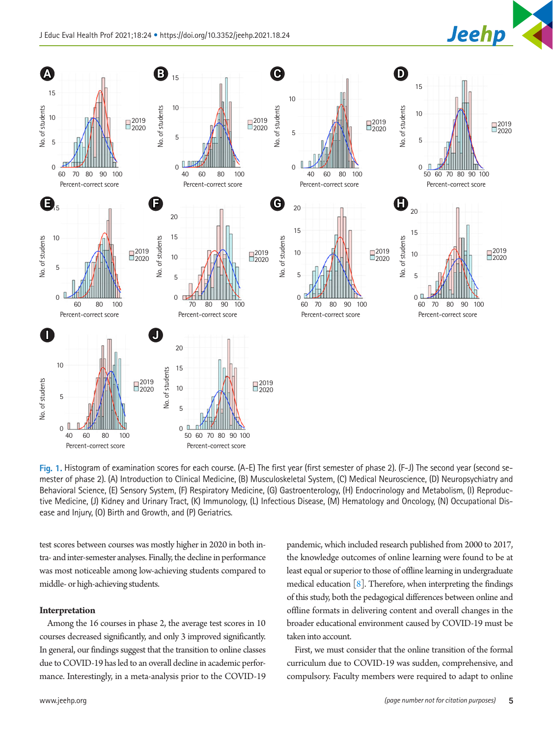Fig. 1. Histogram of examination scores for each course. (A-E) The first year (first semester of phase 2). (F-J) The second year (second semester of phase 2). (A) Introduction to Clinical Medicine, (B) Musculoskeletal System, (C) Medical Neuroscience, (D) Neuropsychiatry and Behavioral Science, (E) Sensory System, (F) Respiratory Medicine, (G) Gastroenterology, (H) Endocrinology and Metabolism, (I) Reproductive Medicine, (J) Kidney and Urinary Tract, (K) Immunology, (L) Infectious Disease, (M) Hematology and Oncology, (N) Occupational Disease and Injury, (O) Birth and Growth, and (P) Geriatrics.

test scores between courses was mostly higher in 2020 in both intra- and inter-semester analyses. Finally, the decline in performance was most noticeable among low-achieving students compared to middle- or high-achieving students.

### Interpretation

Among the 16 courses in phase 2, the average test scores in 10 courses decreased significantly, and only 3 improved significantly. In general, our findings suggest that the transition to online classes due to COVID-19 has led to an overall decline in academic performance. Interestingly, in a meta-analysis prior to the COVID-19 pandemic, which included research published from 2000 to 2017, the knowledge outcomes of online learning were found to be at least equal or superior to those of offline learning in undergraduate medical education [8]. Therefore, when interpreting the findings of this study, both the pedagogical differences between online and offline formats in delivering content and overall changes in the broader educational environment caused by COVID-19 must be taken into account.

First, we must consider that the online transition of the formal curriculum due to COVID-19 was sudden, comprehensive, and compulsory. Faculty members were required to adapt to online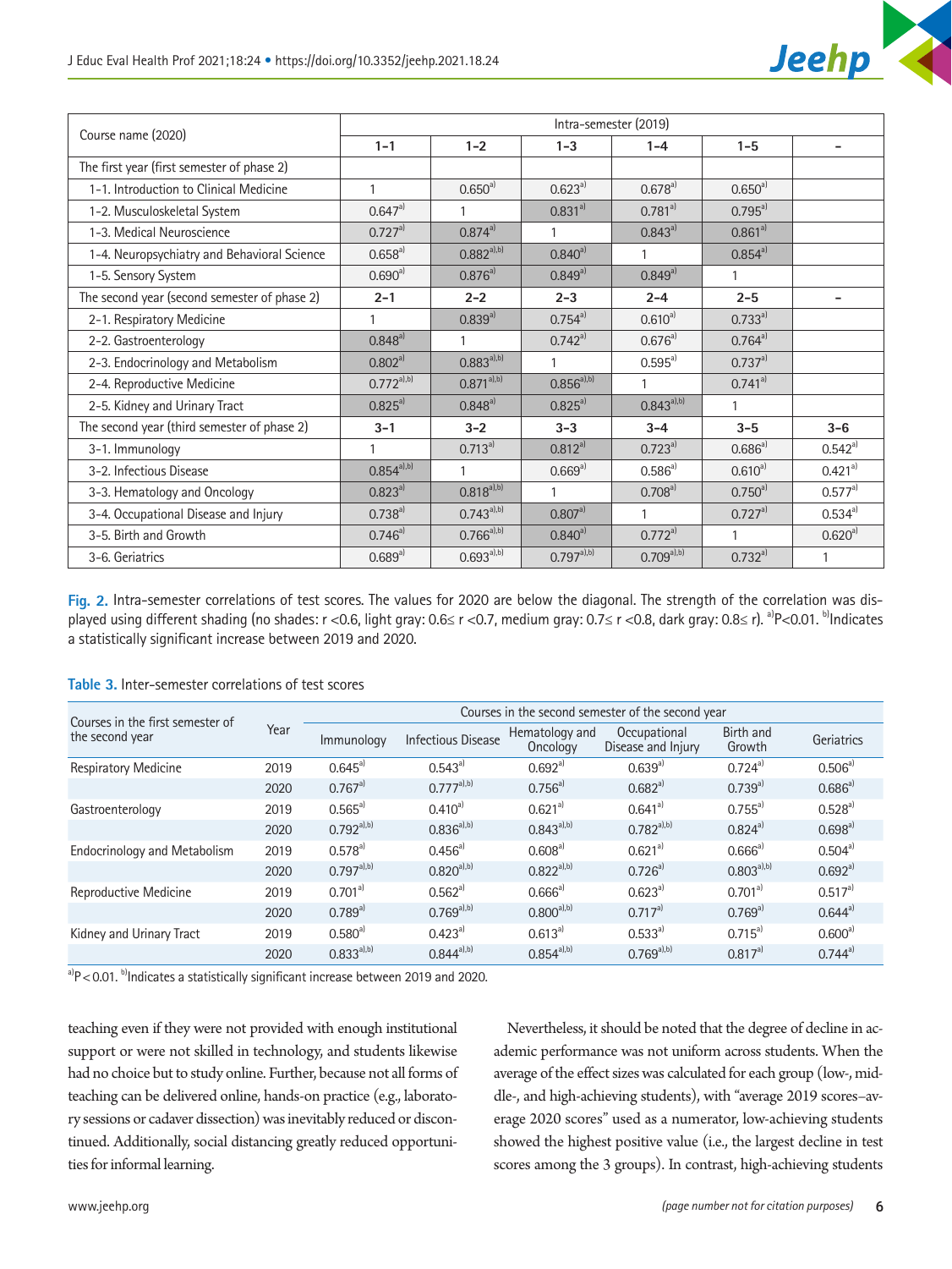| Course name (2020) | Intra-semester (2019) | | | | | |
|---|---|---|---|---|---|---|
| | 1–1 | 1–2 | 1–3 | 1–4 | 1–5 | – |
| The first year (first semester of phase 2) | | | | | | |
| 1-1. Introduction to Clinical Medicine | 1 | 0.650[a)] | 0.623[a)] | 0.678[a)] | 0.650[a)] | |
| 1-2. Musculoskeletal System | 0.647[a)] | 1 | 0.831[a)] | 0.781[a)] | 0.795[a)] | |
| 1-3. Medical Neuroscience | 0.727[a)] | 0.874[a)] | 1 | 0.843[a)] | 0.861[a)] | |
| 1-4. Neuropsychiatry and Behavioral Science | 0.658[a)] | 0.882[a),b)] | 0.840[a)] | 1 | 0.854[a)] | |
| 1-5. Sensory System | 0.690[a)] | 0.876[a)] | 0.849[a)] | 0.849[a)] | 1 | |
| The second year (second semester of phase 2) | 2–1 | 2–2 | 2–3 | 2–4 | 2–5 | – |
| 2-1. Respiratory Medicine | 1 | 0.839[a)] | 0.754[a)] | 0.610[a)] | 0.733[a)] | |
| 2-2. Gastroenterology | 0.848[a)] | 1 | 0.742[a)] | 0.676[a)] | 0.764[a)] | |
| 2-3. Endocrinology and Metabolism | 0.802[a)] | 0.883[a),b)] | 1 | 0.595[a)] | 0.737[a)] | |
| 2-4. Reproductive Medicine | 0.772[a),b)] | 0.871[a),b)] | 0.856[a),b)] | 1 | 0.741[a)] | |
| 2-5. Kidney and Urinary Tract | 0.825[a)] | 0.848[a)] | 0.825[a)] | 0.843[a),b)] | 1 | |
| The second year (third semester of phase 2) | 3–1 | 3–2 | 3–3 | 3–4 | 3–5 | 3–6 |
| 3-1. Immunology | 1 | 0.713[a)] | 0.812[a)] | 0.723[a)] | 0.686[a)] | 0.542[a)] |
| 3-2. Infectious Disease | 0.854[a),b)] | 1 | 0.669[a)] | 0.586[a)] | 0.610[a)] | 0.421[a)] |
| 3-3. Hematology and Oncology | 0.823[a)] | 0.818[a),b)] | 1 | 0.708[a)] | 0.750[a)] | 0.577[a)] |
| 3-4. Occupational Disease and Injury | 0.738[a)] | 0.743[a),b)] | 0.807[a)] | 1 | 0.727[a)] | 0.534[a)] |
| 3-5. Birth and Growth | 0.746[a)] | 0.766[a),b)] | 0.840[a)] | 0.772[a)] | 1 | 0.620[a)] |
| 3-6. Geriatrics | 0.689[a)] | 0.693[a),b)] | 0.797[a),b)] | 0.709[a),b)] | 0.732[a)] | 1 |

**Fig. 2.** Intra-semester correlations of test scores. The values for 2020 are below the diagonal. The strength of the correlation was displayed using different shading (no shades: r <0.6, light gray: 0.6≤ r <0.7, medium gray: 0.7≤ r <0.8, dark gray: 0.8≤ r). [a)]P<0.01. [b)]Indicates a statistically significant increase between 2019 and 2020.

**Table 3.** Inter-semester correlations of test scores

| Courses in the first semester of the second year | Year | Courses in the second semester of the second year | | | | | |
|---|---|---|---|---|---|---|---|
| | | Immunology | Infectious Disease | Hematology and Oncology | Occupational Disease and Injury | Birth and Growth | Geriatrics |
| Respiratory Medicine | 2019 | 0.645[a)] | 0.543[a)] | 0.692[a)] | 0.639[a)] | 0.724[a)] | 0.506[a)] |
| | 2020 | 0.767[a)] | 0.777[a),b)] | 0.756[a)] | 0.682[a)] | 0.739[a)] | 0.686[a)] |
| Gastroenterology | 2019 | 0.565[a)] | 0.410[a)] | 0.621[a)] | 0.641[a)] | 0.755[a)] | 0.528[a)] |
| | 2020 | 0.792[a),b)] | 0.836[a),b)] | 0.843[a),b)] | 0.782[a),b)] | 0.824[a)] | 0.698[a)] |
| Endocrinology and Metabolism | 2019 | 0.578[a)] | 0.456[a)] | 0.608[a)] | 0.621[a)] | 0.666[a)] | 0.504[a)] |
| | 2020 | 0.797[a),b)] | 0.820[a),b)] | 0.822[a),b)] | 0.726[a)] | 0.803[a),b)] | 0.692[a)] |
| Reproductive Medicine | 2019 | 0.701[a)] | 0.562[a)] | 0.666[a)] | 0.623[a)] | 0.701[a)] | 0.517[a)] |
| | 2020 | 0.789[a)] | 0.769[a),b)] | 0.800[a),b)] | 0.717[a)] | 0.769[a)] | 0.644[a)] |
| Kidney and Urinary Tract | 2019 | 0.580[a)] | 0.423[a)] | 0.613[a)] | 0.533[a)] | 0.715[a)] | 0.600[a)] |
| | 2020 | 0.833[a),b)] | 0.844[a),b)] | 0.854[a),b)] | 0.769[a),b)] | 0.817[a)] | 0.744[a)] |

[a)]P < 0.01. [b)]Indicates a statistically significant increase between 2019 and 2020.

teaching even if they were not provided with enough institutional support or were not skilled in technology, and students likewise had no choice but to study online. Further, because not all forms of teaching can be delivered online, hands-on practice (e.g., laboratory sessions or cadaver dissection) was inevitably reduced or discontinued. Additionally, social distancing greatly reduced opportunities for informal learning.

Nevertheless, it should be noted that the degree of decline in academic performance was not uniform across students. When the average of the effect sizes was calculated for each group (low-, middle-, and high-achieving students), with "average 2019 scores–average 2020 scores" used as a numerator, low-achieving students showed the highest positive value (i.e., the largest decline in test scores among the 3 groups). In contrast, high-achieving students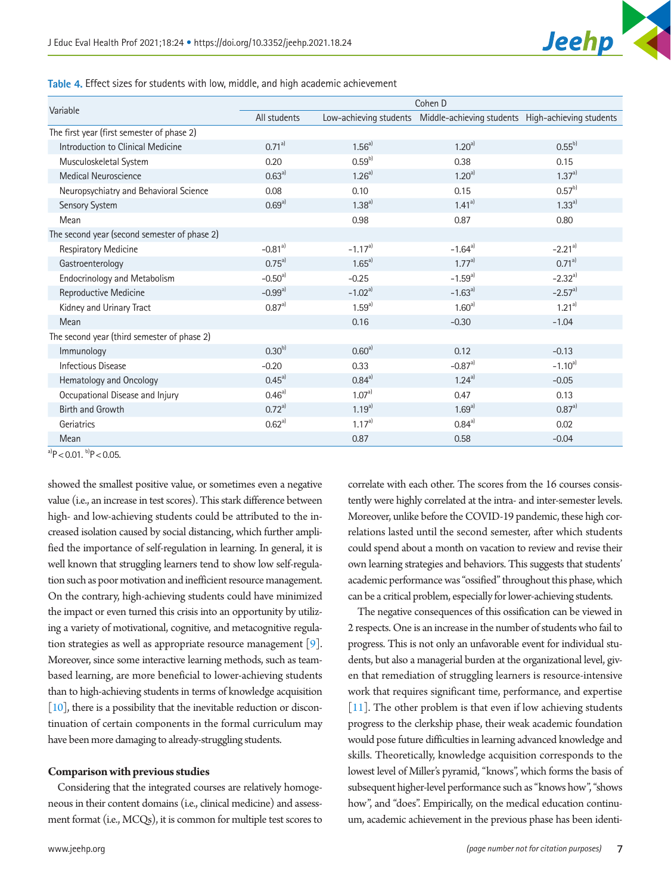**Table 4.** Effect sizes for students with low, middle, and high academic achievement

| Variable | Cohen D | | | |
|---|---|---|---|---|
| | All students | Low-achieving students | Middle-achieving students | High-achieving students |
| The first year (first semester of phase 2) | | | | |
| Introduction to Clinical Medicine | 0.71[a] | 1.56[a] | 1.20[a] | 0.55[b] |
| Musculoskeletal System | 0.20 | 0.59[b] | 0.38 | 0.15 |
| Medical Neuroscience | 0.63[a] | 1.26[a] | 1.20[a] | 1.37[a] |
| Neuropsychiatry and Behavioral Science | 0.08 | 0.10 | 0.15 | 0.57[b] |
| Sensory System | 0.69[a] | 1.38[a] | 1.41[a] | 1.33[a] |
| Mean | | 0.98 | 0.87 | 0.80 |
| The second year (second semester of phase 2) | | | | |
| Respiratory Medicine | -0.81[a] | -1.17[a] | -1.64[a] | -2.21[a] |
| Gastroenterology | 0.75[a] | 1.65[a] | 1.77[a] | 0.71[a] |
| Endocrinology and Metabolism | -0.50[a] | -0.25 | -1.59[a] | -2.32[a] |
| Reproductive Medicine | -0.99[a] | -1.02[a] | -1.63[a] | -2.57[a] |
| Kidney and Urinary Tract | 0.87[a] | 1.59[a] | 1.60[a] | 1.21[a] |
| Mean | | 0.16 | -0.30 | -1.04 |
| The second year (third semester of phase 2) | | | | |
| Immunology | 0.30[b] | 0.60[a] | 0.12 | -0.13 |
| Infectious Disease | -0.20 | 0.33 | -0.87[a] | -1.10[a] |
| Hematology and Oncology | 0.45[a] | 0.84[a] | 1.24[a] | -0.05 |
| Occupational Disease and Injury | 0.46[a] | 1.07[a] | 0.47 | 0.13 |
| Birth and Growth | 0.72[a] | 1.19[a] | 1.69[a] | 0.87[a] |
| Geriatrics | 0.62[a] | 1.17[a] | 0.84[a] | 0.02 |
| Mean | | 0.87 | 0.58 | -0.04 |

[a]P < 0.01. [b]P < 0.05.

showed the smallest positive value, or sometimes even a negative value (i.e., an increase in test scores). This stark difference between high- and low-achieving students could be attributed to the increased isolation caused by social distancing, which further amplified the importance of self-regulation in learning. In general, it is well known that struggling learners tend to show low self-regulation such as poor motivation and inefficient resource management. On the contrary, high-achieving students could have minimized the impact or even turned this crisis into an opportunity by utilizing a variety of motivational, cognitive, and metacognitive regulation strategies as well as appropriate resource management [9]. Moreover, since some interactive learning methods, such as team-based learning, are more beneficial to lower-achieving students than to high-achieving students in terms of knowledge acquisition [10], there is a possibility that the inevitable reduction or discontinuation of certain components in the formal curriculum may have been more damaging to already-struggling students.

**Comparison with previous studies**

Considering that the integrated courses are relatively homogeneous in their content domains (i.e., clinical medicine) and assessment format (i.e., MCQs), it is common for multiple test scores to correlate with each other. The scores from the 16 courses consistently were highly correlated at the intra- and inter-semester levels. Moreover, unlike before the COVID-19 pandemic, these high correlations lasted until the second semester, after which students could spend about a month on vacation to review and revise their own learning strategies and behaviors. This suggests that students' academic performance was "ossified" throughout this phase, which can be a critical problem, especially for lower-achieving students.

The negative consequences of this ossification can be viewed in 2 respects. One is an increase in the number of students who fail to progress. This is not only an unfavorable event for individual students, but also a managerial burden at the organizational level, given that remediation of struggling learners is resource-intensive work that requires significant time, performance, and expertise [11]. The other problem is that even if low achieving students progress to the clerkship phase, their weak academic foundation would pose future difficulties in learning advanced knowledge and skills. Theoretically, knowledge acquisition corresponds to the lowest level of Miller's pyramid, "knows", which forms the basis of subsequent higher-level performance such as "knows how", "shows how", and "does". Empirically, on the medical education continuum, academic achievement in the previous phase has been identi-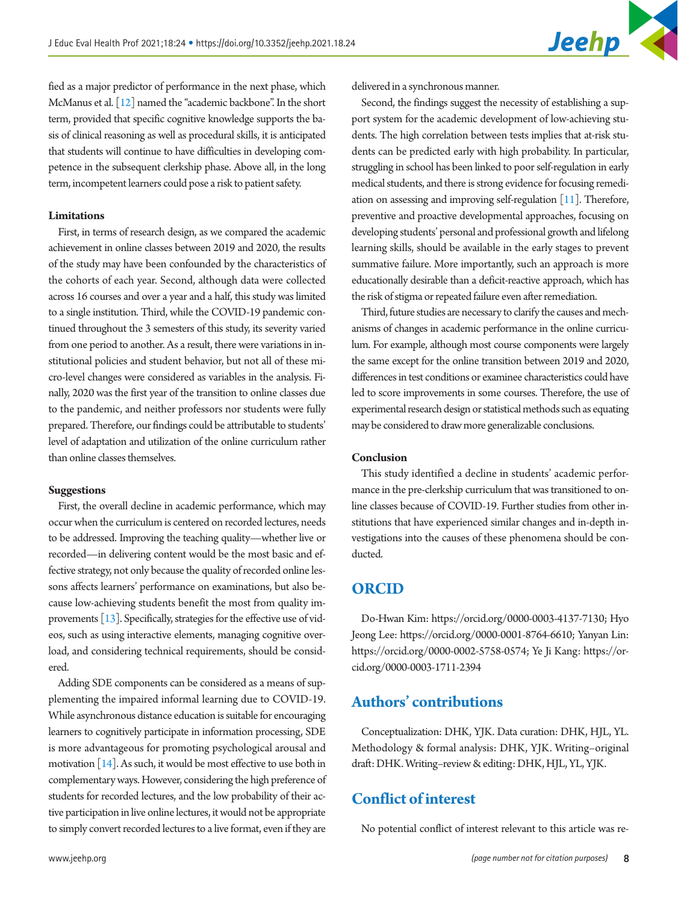fied as a major predictor of performance in the next phase, which McManus et al. [12] named the "academic backbone". In the short term, provided that specific cognitive knowledge supports the basis of clinical reasoning as well as procedural skills, it is anticipated that students will continue to have difficulties in developing competence in the subsequent clerkship phase. Above all, in the long term, incompetent learners could pose a risk to patient safety.

#### Limitations

First, in terms of research design, as we compared the academic achievement in online classes between 2019 and 2020, the results of the study may have been confounded by the characteristics of the cohorts of each year. Second, although data were collected across 16 courses and over a year and a half, this study was limited to a single institution. Third, while the COVID-19 pandemic continued throughout the 3 semesters of this study, its severity varied from one period to another. As a result, there were variations in institutional policies and student behavior, but not all of these micro-level changes were considered as variables in the analysis. Finally, 2020 was the first year of the transition to online classes due to the pandemic, and neither professors nor students were fully prepared. Therefore, our findings could be attributable to students' level of adaptation and utilization of the online curriculum rather than online classes themselves.

#### Suggestions

First, the overall decline in academic performance, which may occur when the curriculum is centered on recorded lectures, needs to be addressed. Improving the teaching quality—whether live or recorded—in delivering content would be the most basic and effective strategy, not only because the quality of recorded online lessons affects learners' performance on examinations, but also because low-achieving students benefit the most from quality improvements [13]. Specifically, strategies for the effective use of videos, such as using interactive elements, managing cognitive overload, and considering technical requirements, should be considered.

Adding SDE components can be considered as a means of supplementing the impaired informal learning due to COVID-19. While asynchronous distance education is suitable for encouraging learners to cognitively participate in information processing, SDE is more advantageous for promoting psychological arousal and motivation [14]. As such, it would be most effective to use both in complementary ways. However, considering the high preference of students for recorded lectures, and the low probability of their active participation in live online lectures, it would not be appropriate to simply convert recorded lectures to a live format, even if they are delivered in a synchronous manner.

Second, the findings suggest the necessity of establishing a support system for the academic development of low-achieving students. The high correlation between tests implies that at-risk students can be predicted early with high probability. In particular, struggling in school has been linked to poor self-regulation in early medical students, and there is strong evidence for focusing remediation on assessing and improving self-regulation [11]. Therefore, preventive and proactive developmental approaches, focusing on developing students' personal and professional growth and lifelong learning skills, should be available in the early stages to prevent summative failure. More importantly, such an approach is more educationally desirable than a deficit-reactive approach, which has the risk of stigma or repeated failure even after remediation.

Third, future studies are necessary to clarify the causes and mechanisms of changes in academic performance in the online curriculum. For example, although most course components were largely the same except for the online transition between 2019 and 2020, differences in test conditions or examinee characteristics could have led to score improvements in some courses. Therefore, the use of experimental research design or statistical methods such as equating may be considered to draw more generalizable conclusions.

#### Conclusion

This study identified a decline in students' academic performance in the pre-clerkship curriculum that was transitioned to online classes because of COVID-19. Further studies from other institutions that have experienced similar changes and in-depth investigations into the causes of these phenomena should be conducted.

## ORCID

Do-Hwan Kim: https://orcid.org/0000-0003-4137-7130; Hyo Jeong Lee: https://orcid.org/0000-0001-8764-6610; Yanyan Lin: https://orcid.org/0000-0002-5758-0574; Ye Ji Kang: https://orcid.org/0000-0003-1711-2394

## Authors' contributions

Conceptualization: DHK, YJK. Data curation: DHK, HJL, YL. Methodology & formal analysis: DHK, YJK. Writing–original draft: DHK. Writing–review & editing: DHK, HJL, YL, YJK.

## Conflict of interest

No potential conflict of interest relevant to this article was re-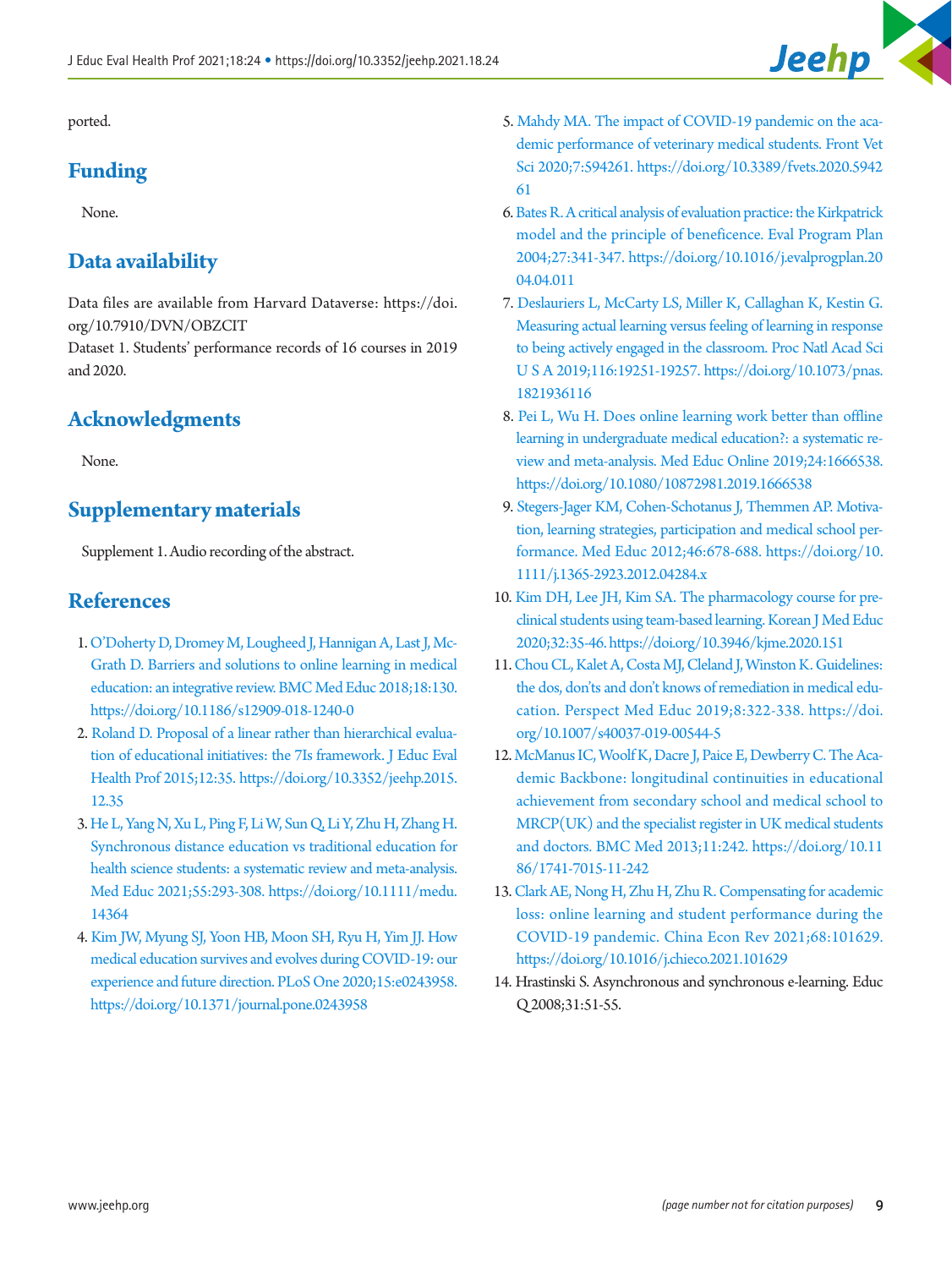ported.

## Funding

None.

## Data availability

Data files are available from Harvard Dataverse: https://doi.org/10.7910/DVN/OBZCIT

Dataset 1. Students' performance records of 16 courses in 2019 and 2020.

## Acknowledgments

None.

## Supplementary materials

Supplement 1. Audio recording of the abstract.

## References

1. O'Doherty D, Dromey M, Lougheed J, Hannigan A, Last J, McGrath D. Barriers and solutions to online learning in medical education: an integrative review. BMC Med Educ 2018;18:130. https://doi.org/10.1186/s12909-018-1240-0
2. Roland D. Proposal of a linear rather than hierarchical evaluation of educational initiatives: the 7Is framework. J Educ Eval Health Prof 2015;12:35. https://doi.org/10.3352/jeehp.2015.12.35
3. He L, Yang N, Xu L, Ping F, Li W, Sun Q, Li Y, Zhu H, Zhang H. Synchronous distance education vs traditional education for health science students: a systematic review and meta-analysis. Med Educ 2021;55:293-308. https://doi.org/10.1111/medu.14364
4. Kim JW, Myung SJ, Yoon HB, Moon SH, Ryu H, Yim JJ. How medical education survives and evolves during COVID-19: our experience and future direction. PLoS One 2020;15:e0243958. https://doi.org/10.1371/journal.pone.0243958
5. Mahdy MA. The impact of COVID-19 pandemic on the academic performance of veterinary medical students. Front Vet Sci 2020;7:594261. https://doi.org/10.3389/fvets.2020.594261
6. Bates R. A critical analysis of evaluation practice: the Kirkpatrick model and the principle of beneficence. Eval Program Plan 2004;27:341-347. https://doi.org/10.1016/j.evalprogplan.2004.04.011
7. Deslauriers L, McCarty LS, Miller K, Callaghan K, Kestin G. Measuring actual learning versus feeling of learning in response to being actively engaged in the classroom. Proc Natl Acad Sci U S A 2019;116:19251-19257. https://doi.org/10.1073/pnas.1821936116
8. Pei L, Wu H. Does online learning work better than offline learning in undergraduate medical education?: a systematic review and meta-analysis. Med Educ Online 2019;24:1666538. https://doi.org/10.1080/10872981.2019.1666538
9. Stegers-Jager KM, Cohen-Schotanus J, Themmen AP. Motivation, learning strategies, participation and medical school performance. Med Educ 2012;46:678-688. https://doi.org/10.1111/j.1365-2923.2012.04284.x
10. Kim DH, Lee JH, Kim SA. The pharmacology course for preclinical students using team-based learning. Korean J Med Educ 2020;32:35-46. https://doi.org/10.3946/kjme.2020.151
11. Chou CL, Kalet A, Costa MJ, Cleland J, Winston K. Guidelines: the dos, don'ts and don't knows of remediation in medical education. Perspect Med Educ 2019;8:322-338. https://doi.org/10.1007/s40037-019-00544-5
12. McManus IC, Woolf K, Dacre J, Paice E, Dewberry C. The Academic Backbone: longitudinal continuities in educational achievement from secondary school and medical school to MRCP(UK) and the specialist register in UK medical students and doctors. BMC Med 2013;11:242. https://doi.org/10.1186/1741-7015-11-242
13. Clark AE, Nong H, Zhu H, Zhu R. Compensating for academic loss: online learning and student performance during the COVID-19 pandemic. China Econ Rev 2021;68:101629. https://doi.org/10.1016/j.chieco.2021.101629
14. Hrastinski S. Asynchronous and synchronous e-learning. Educ Q 2008;31:51-55.